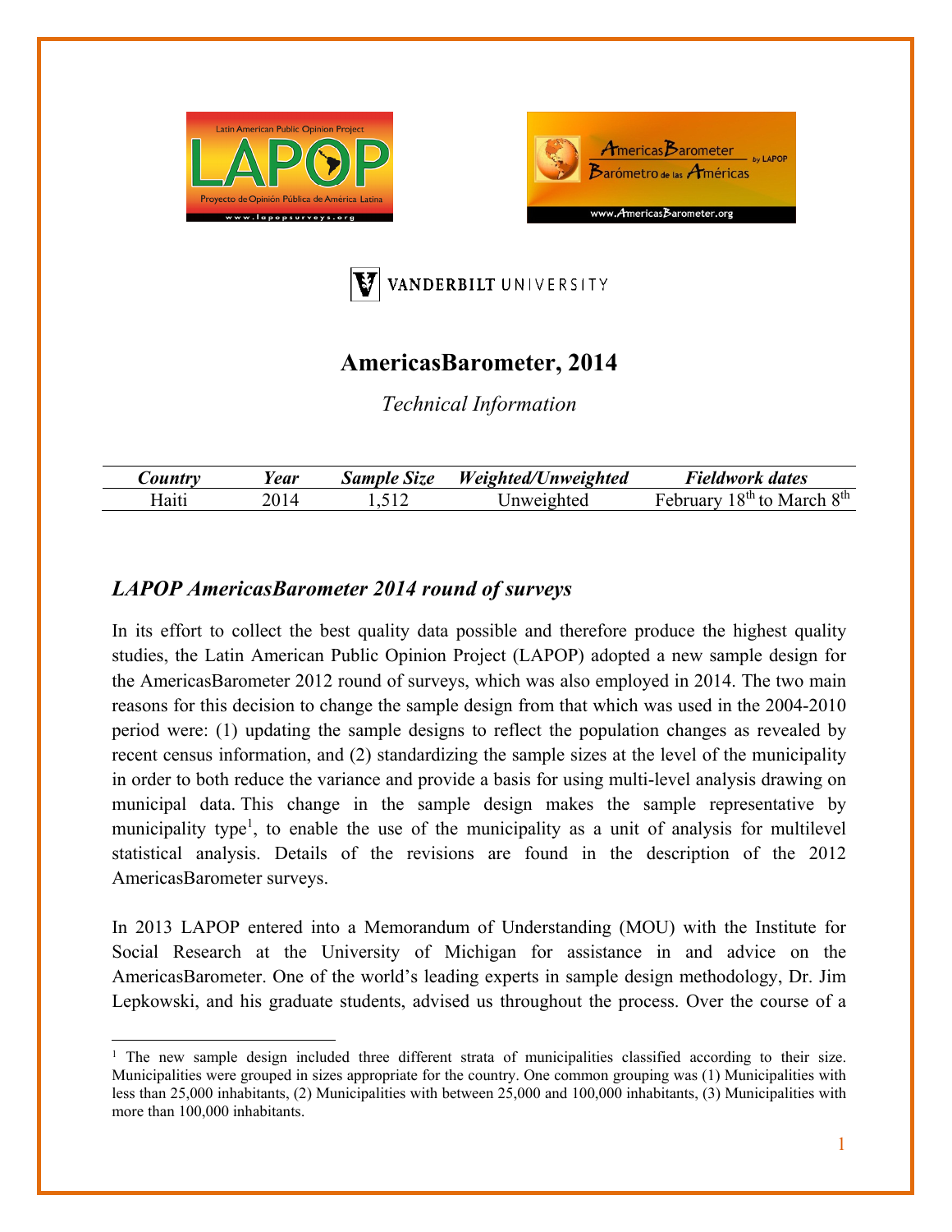# AmericasBarometer, 2014

*Technical Information*

| *Country* | *Year* | *Sample Size* | *Weighted/Unweighted* | *Fieldwork dates* |
|---|---|---|---|---|
| Haiti | 2014 | 1,512 | Unweighted | February 18th to March 8th |

## *LAPOP AmericasBarometer 2014 round of surveys*

In its effort to collect the best quality data possible and therefore produce the highest quality studies, the Latin American Public Opinion Project (LAPOP) adopted a new sample design for the AmericasBarometer 2012 round of surveys, which was also employed in 2014. The two main reasons for this decision to change the sample design from that which was used in the 2004-2010 period were: (1) updating the sample designs to reflect the population changes as revealed by recent census information, and (2) standardizing the sample sizes at the level of the municipality in order to both reduce the variance and provide a basis for using multi-level analysis drawing on municipal data. This change in the sample design makes the sample representative by municipality type[1], to enable the use of the municipality as a unit of analysis for multilevel statistical analysis. Details of the revisions are found in the description of the 2012 AmericasBarometer surveys.

In 2013 LAPOP entered into a Memorandum of Understanding (MOU) with the Institute for Social Research at the University of Michigan for assistance in and advice on the AmericasBarometer. One of the world's leading experts in sample design methodology, Dr. Jim Lepkowski, and his graduate students, advised us throughout the process. Over the course of a

[1] The new sample design included three different strata of municipalities classified according to their size. Municipalities were grouped in sizes appropriate for the country. One common grouping was (1) Municipalities with less than 25,000 inhabitants, (2) Municipalities with between 25,000 and 100,000 inhabitants, (3) Municipalities with more than 100,000 inhabitants.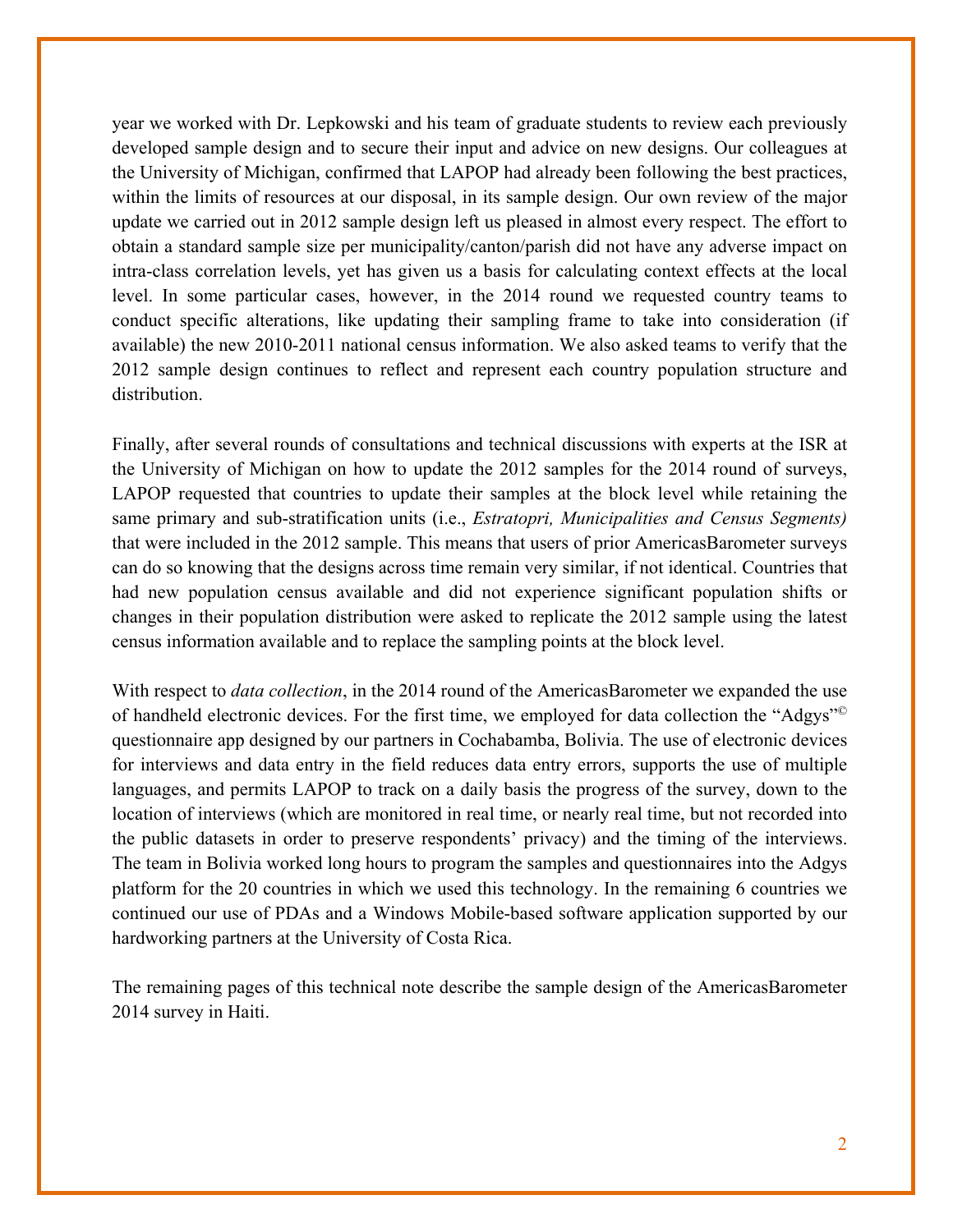year we worked with Dr. Lepkowski and his team of graduate students to review each previously developed sample design and to secure their input and advice on new designs. Our colleagues at the University of Michigan, confirmed that LAPOP had already been following the best practices, within the limits of resources at our disposal, in its sample design. Our own review of the major update we carried out in 2012 sample design left us pleased in almost every respect. The effort to obtain a standard sample size per municipality/canton/parish did not have any adverse impact on intra-class correlation levels, yet has given us a basis for calculating context effects at the local level. In some particular cases, however, in the 2014 round we requested country teams to conduct specific alterations, like updating their sampling frame to take into consideration (if available) the new 2010-2011 national census information. We also asked teams to verify that the 2012 sample design continues to reflect and represent each country population structure and distribution.

Finally, after several rounds of consultations and technical discussions with experts at the ISR at the University of Michigan on how to update the 2012 samples for the 2014 round of surveys, LAPOP requested that countries to update their samples at the block level while retaining the same primary and sub-stratification units (i.e., *Estratopri, Municipalities and Census Segments)* that were included in the 2012 sample. This means that users of prior AmericasBarometer surveys can do so knowing that the designs across time remain very similar, if not identical. Countries that had new population census available and did not experience significant population shifts or changes in their population distribution were asked to replicate the 2012 sample using the latest census information available and to replace the sampling points at the block level.

With respect to *data collection*, in the 2014 round of the AmericasBarometer we expanded the use of handheld electronic devices. For the first time, we employed for data collection the "Adgys"© questionnaire app designed by our partners in Cochabamba, Bolivia. The use of electronic devices for interviews and data entry in the field reduces data entry errors, supports the use of multiple languages, and permits LAPOP to track on a daily basis the progress of the survey, down to the location of interviews (which are monitored in real time, or nearly real time, but not recorded into the public datasets in order to preserve respondents' privacy) and the timing of the interviews. The team in Bolivia worked long hours to program the samples and questionnaires into the Adgys platform for the 20 countries in which we used this technology. In the remaining 6 countries we continued our use of PDAs and a Windows Mobile-based software application supported by our hardworking partners at the University of Costa Rica.

The remaining pages of this technical note describe the sample design of the AmericasBarometer 2014 survey in Haiti.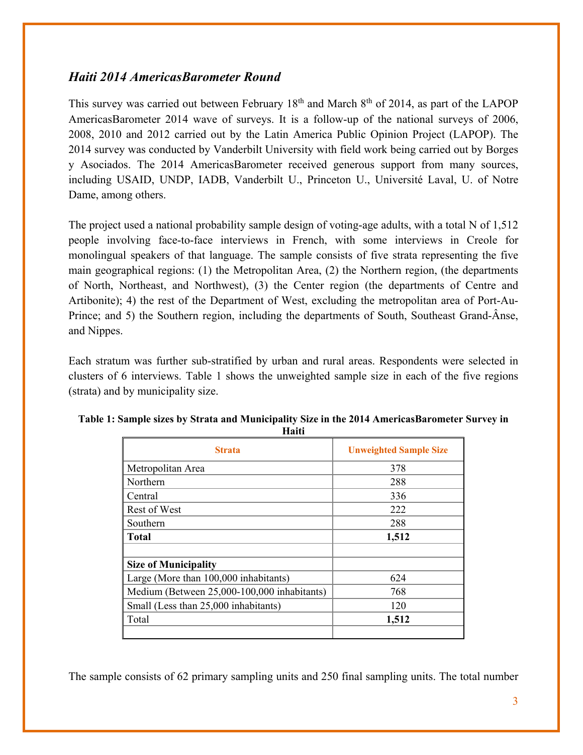### *Haiti 2014 AmericasBarometer Round*

This survey was carried out between February 18th and March 8th of 2014, as part of the LAPOP AmericasBarometer 2014 wave of surveys. It is a follow-up of the national surveys of 2006, 2008, 2010 and 2012 carried out by the Latin America Public Opinion Project (LAPOP). The 2014 survey was conducted by Vanderbilt University with field work being carried out by Borges y Asociados. The 2014 AmericasBarometer received generous support from many sources, including USAID, UNDP, IADB, Vanderbilt U., Princeton U., Université Laval, U. of Notre Dame, among others.

The project used a national probability sample design of voting-age adults, with a total N of 1,512 people involving face-to-face interviews in French, with some interviews in Creole for monolingual speakers of that language. The sample consists of five strata representing the five main geographical regions: (1) the Metropolitan Area, (2) the Northern region, (the departments of North, Northeast, and Northwest), (3) the Center region (the departments of Centre and Artibonite); 4) the rest of the Department of West, excluding the metropolitan area of Port-Au-Prince; and 5) the Southern region, including the departments of South, Southeast Grand-Ânse, and Nippes.

Each stratum was further sub-stratified by urban and rural areas. Respondents were selected in clusters of 6 interviews. Table 1 shows the unweighted sample size in each of the five regions (strata) and by municipality size.

**Table 1: Sample sizes by Strata and Municipality Size in the 2014 AmericasBarometer Survey in Haiti**

| Strata | Unweighted Sample Size |
|---|---|
| Metropolitan Area | 378 |
| Northern | 288 |
| Central | 336 |
| Rest of West | 222 |
| Southern | 288 |
| **Total** | **1,512** |
| | |
| **Size of Municipality** | |
| Large (More than 100,000 inhabitants) | 624 |
| Medium (Between 25,000-100,000 inhabitants) | 768 |
| Small (Less than 25,000 inhabitants) | 120 |
| Total | **1,512** |
| | |

The sample consists of 62 primary sampling units and 250 final sampling units. The total number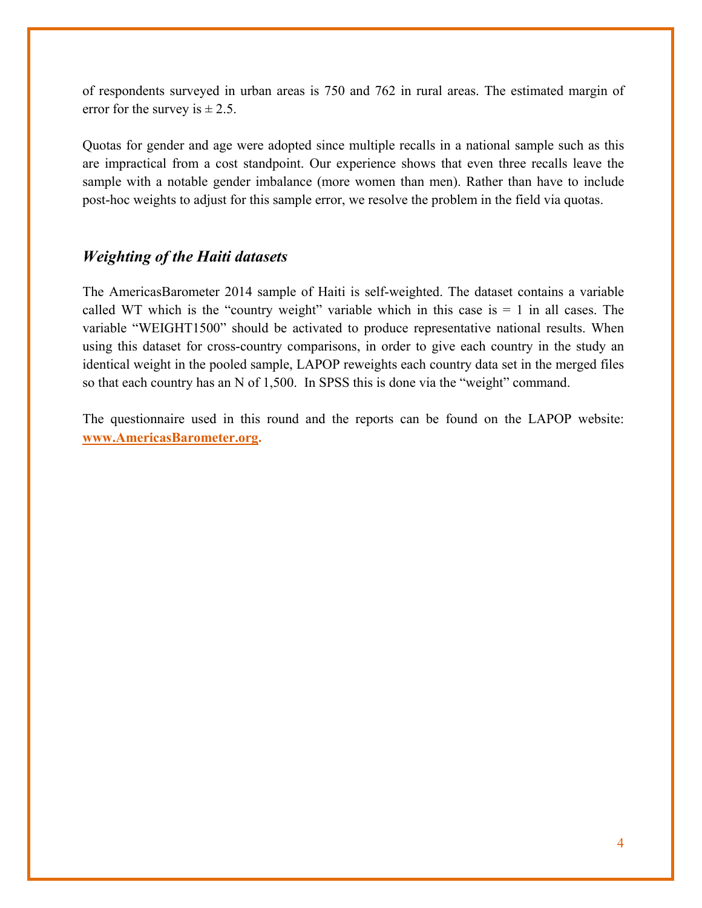of respondents surveyed in urban areas is 750 and 762 in rural areas. The estimated margin of error for the survey is ± 2.5.

Quotas for gender and age were adopted since multiple recalls in a national sample such as this are impractical from a cost standpoint. Our experience shows that even three recalls leave the sample with a notable gender imbalance (more women than men). Rather than have to include post-hoc weights to adjust for this sample error, we resolve the problem in the field via quotas.

### *Weighting of the Haiti datasets*

The AmericasBarometer 2014 sample of Haiti is self-weighted. The dataset contains a variable called WT which is the "country weight" variable which in this case is = 1 in all cases. The variable "WEIGHT1500" should be activated to produce representative national results. When using this dataset for cross-country comparisons, in order to give each country in the study an identical weight in the pooled sample, LAPOP reweights each country data set in the merged files so that each country has an N of 1,500. In SPSS this is done via the "weight" command.

The questionnaire used in this round and the reports can be found on the LAPOP website: **www.AmericasBarometer.org**.